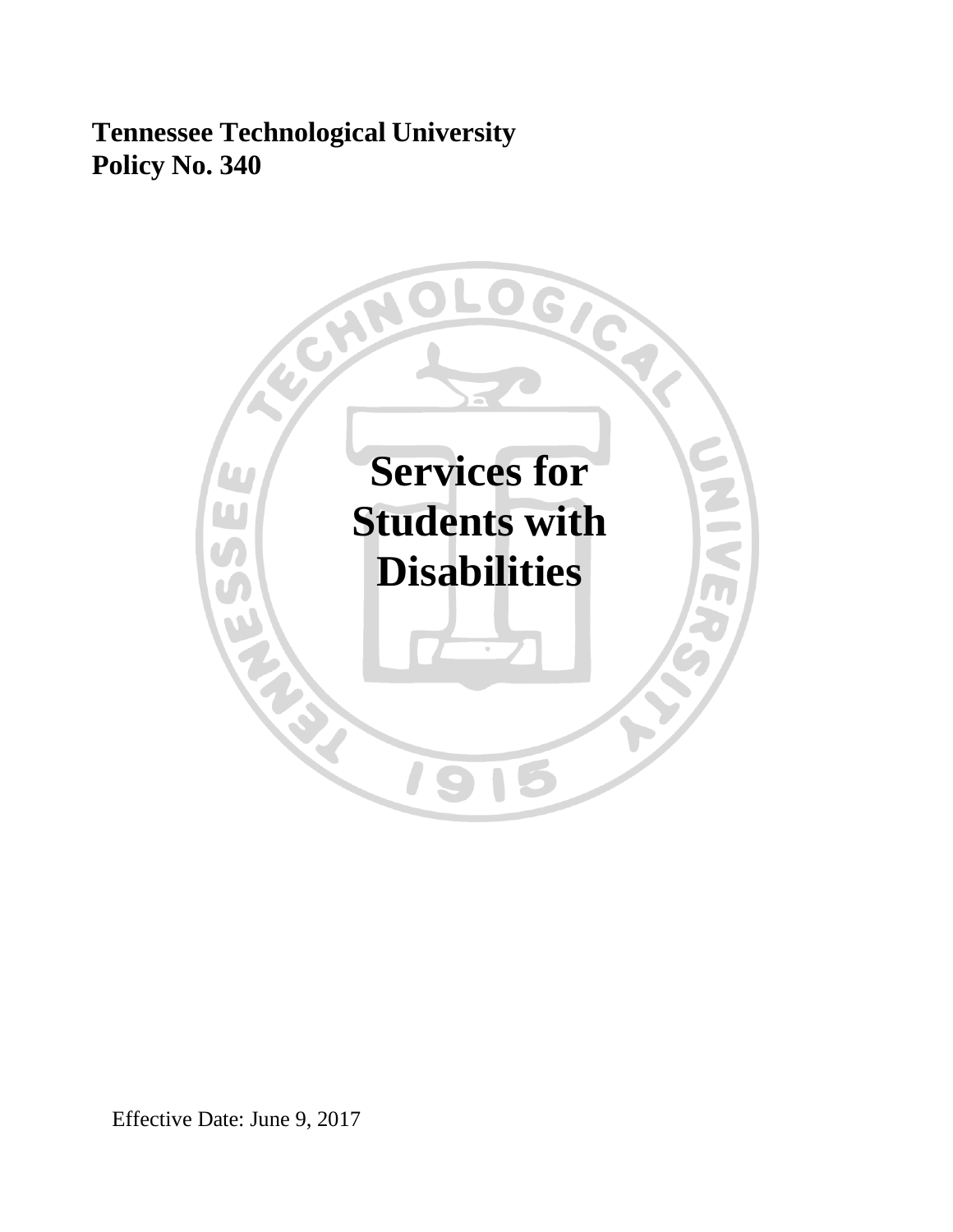**Tennessee Technological University**
**Policy No. 340**

# Services for Students with Disabilities

Effective Date: June 9, 2017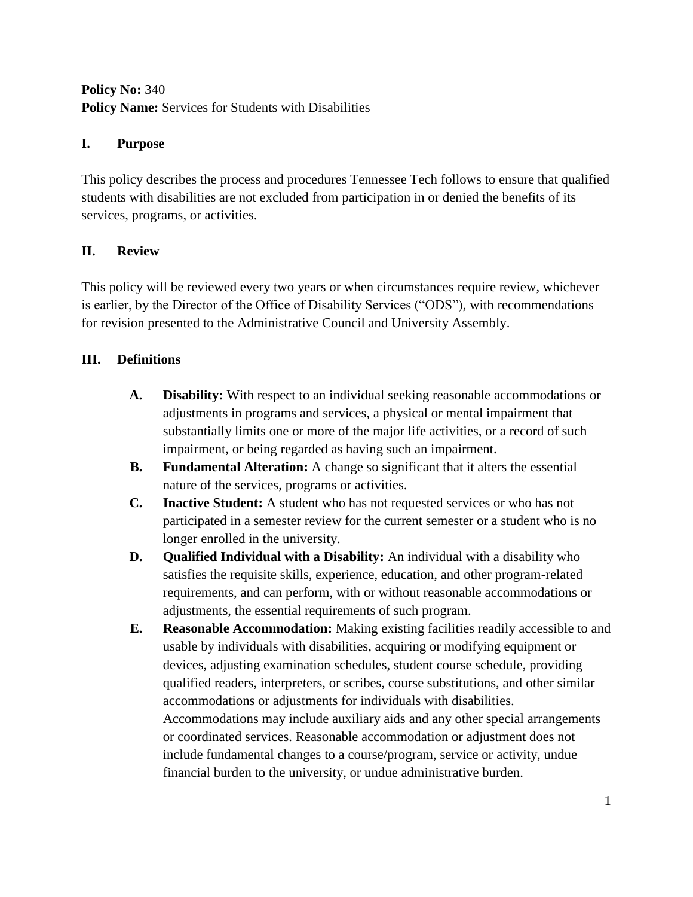**Policy No:** 340
**Policy Name:** Services for Students with Disabilities

## I. Purpose

This policy describes the process and procedures Tennessee Tech follows to ensure that qualified students with disabilities are not excluded from participation in or denied the benefits of its services, programs, or activities.

## II. Review

This policy will be reviewed every two years or when circumstances require review, whichever is earlier, by the Director of the Office of Disability Services ("ODS"), with recommendations for revision presented to the Administrative Council and University Assembly.

## III. Definitions

- **A. Disability:** With respect to an individual seeking reasonable accommodations or adjustments in programs and services, a physical or mental impairment that substantially limits one or more of the major life activities, or a record of such impairment, or being regarded as having such an impairment.
- **B. Fundamental Alteration:** A change so significant that it alters the essential nature of the services, programs or activities.
- **C. Inactive Student:** A student who has not requested services or who has not participated in a semester review for the current semester or a student who is no longer enrolled in the university.
- **D. Qualified Individual with a Disability:** An individual with a disability who satisfies the requisite skills, experience, education, and other program-related requirements, and can perform, with or without reasonable accommodations or adjustments, the essential requirements of such program.
- **E. Reasonable Accommodation:** Making existing facilities readily accessible to and usable by individuals with disabilities, acquiring or modifying equipment or devices, adjusting examination schedules, student course schedule, providing qualified readers, interpreters, or scribes, course substitutions, and other similar accommodations or adjustments for individuals with disabilities. Accommodations may include auxiliary aids and any other special arrangements or coordinated services. Reasonable accommodation or adjustment does not include fundamental changes to a course/program, service or activity, undue financial burden to the university, or undue administrative burden.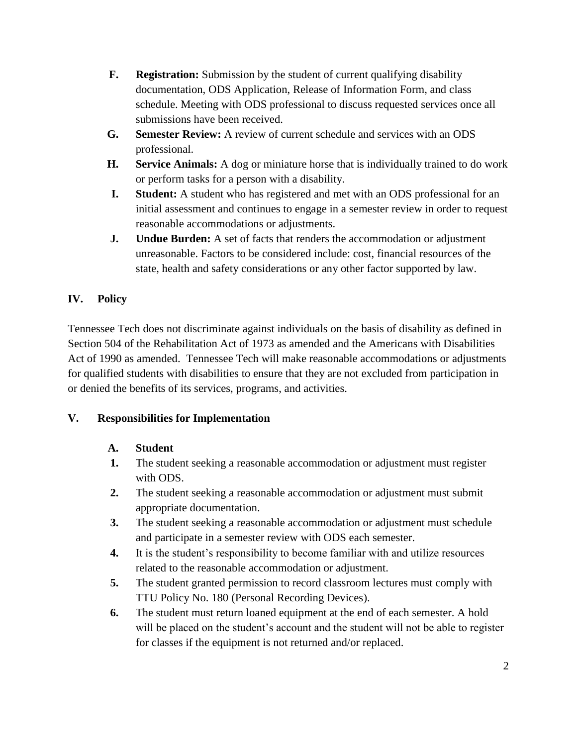**F. Registration:** Submission by the student of current qualifying disability documentation, ODS Application, Release of Information Form, and class schedule. Meeting with ODS professional to discuss requested services once all submissions have been received.

**G. Semester Review:** A review of current schedule and services with an ODS professional.

**H. Service Animals:** A dog or miniature horse that is individually trained to do work or perform tasks for a person with a disability.

**I. Student:** A student who has registered and met with an ODS professional for an initial assessment and continues to engage in a semester review in order to request reasonable accommodations or adjustments.

**J. Undue Burden:** A set of facts that renders the accommodation or adjustment unreasonable. Factors to be considered include: cost, financial resources of the state, health and safety considerations or any other factor supported by law.

## IV. Policy

Tennessee Tech does not discriminate against individuals on the basis of disability as defined in Section 504 of the Rehabilitation Act of 1973 as amended and the Americans with Disabilities Act of 1990 as amended. Tennessee Tech will make reasonable accommodations or adjustments for qualified students with disabilities to ensure that they are not excluded from participation in or denied the benefits of its services, programs, and activities.

## V. Responsibilities for Implementation

### A. Student

1. The student seeking a reasonable accommodation or adjustment must register with ODS.
2. The student seeking a reasonable accommodation or adjustment must submit appropriate documentation.
3. The student seeking a reasonable accommodation or adjustment must schedule and participate in a semester review with ODS each semester.
4. It is the student's responsibility to become familiar with and utilize resources related to the reasonable accommodation or adjustment.
5. The student granted permission to record classroom lectures must comply with TTU Policy No. 180 (Personal Recording Devices).
6. The student must return loaned equipment at the end of each semester. A hold will be placed on the student's account and the student will not be able to register for classes if the equipment is not returned and/or replaced.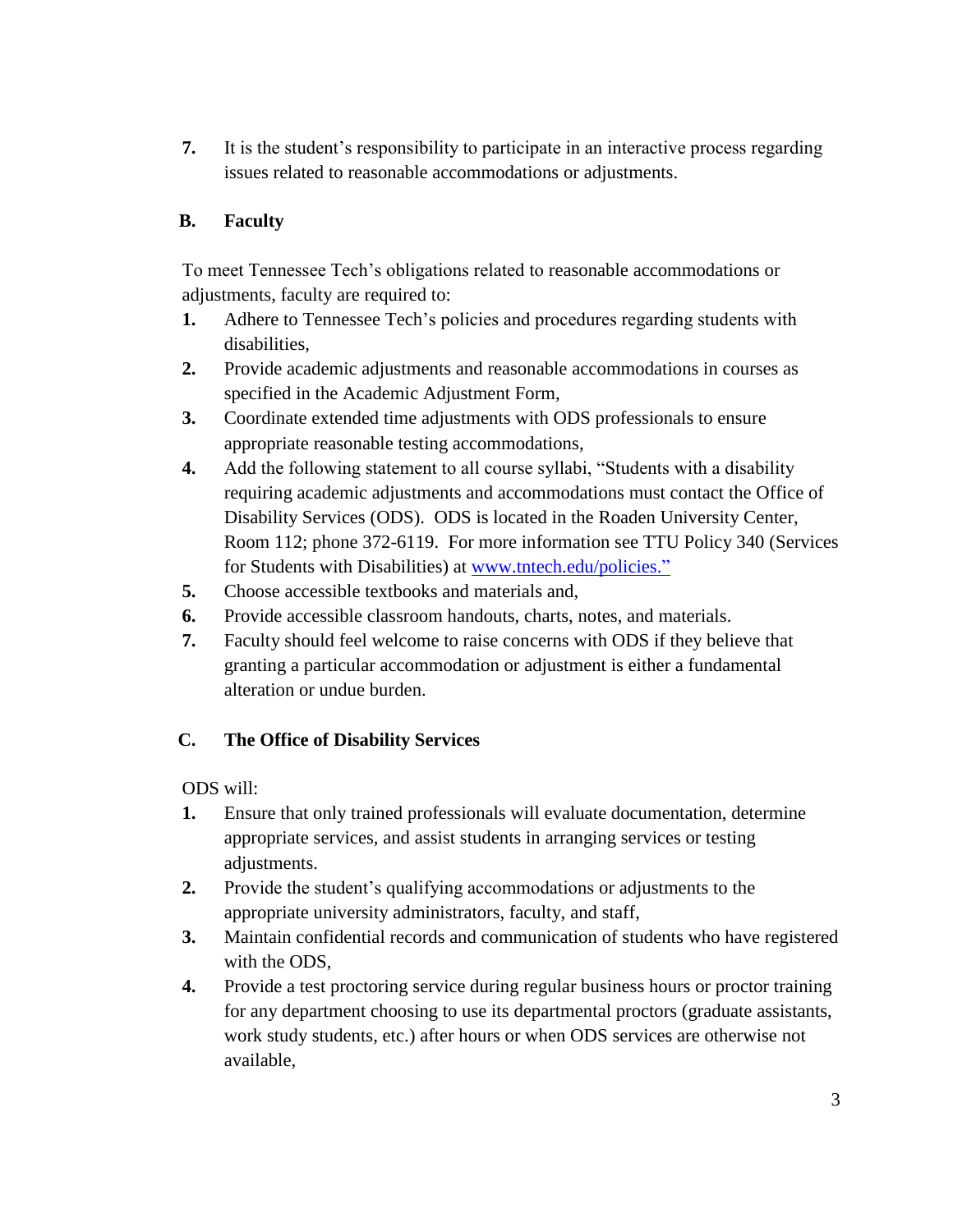7. It is the student's responsibility to participate in an interactive process regarding issues related to reasonable accommodations or adjustments.

### B. Faculty

To meet Tennessee Tech's obligations related to reasonable accommodations or adjustments, faculty are required to:

1. Adhere to Tennessee Tech's policies and procedures regarding students with disabilities,
2. Provide academic adjustments and reasonable accommodations in courses as specified in the Academic Adjustment Form,
3. Coordinate extended time adjustments with ODS professionals to ensure appropriate reasonable testing accommodations,
4. Add the following statement to all course syllabi, "Students with a disability requiring academic adjustments and accommodations must contact the Office of Disability Services (ODS). ODS is located in the Roaden University Center, Room 112; phone 372-6119. For more information see TTU Policy 340 (Services for Students with Disabilities) at www.tntech.edu/policies."
5. Choose accessible textbooks and materials and,
6. Provide accessible classroom handouts, charts, notes, and materials.
7. Faculty should feel welcome to raise concerns with ODS if they believe that granting a particular accommodation or adjustment is either a fundamental alteration or undue burden.

### C. The Office of Disability Services

ODS will:

1. Ensure that only trained professionals will evaluate documentation, determine appropriate services, and assist students in arranging services or testing adjustments.
2. Provide the student's qualifying accommodations or adjustments to the appropriate university administrators, faculty, and staff,
3. Maintain confidential records and communication of students who have registered with the ODS,
4. Provide a test proctoring service during regular business hours or proctor training for any department choosing to use its departmental proctors (graduate assistants, work study students, etc.) after hours or when ODS services are otherwise not available,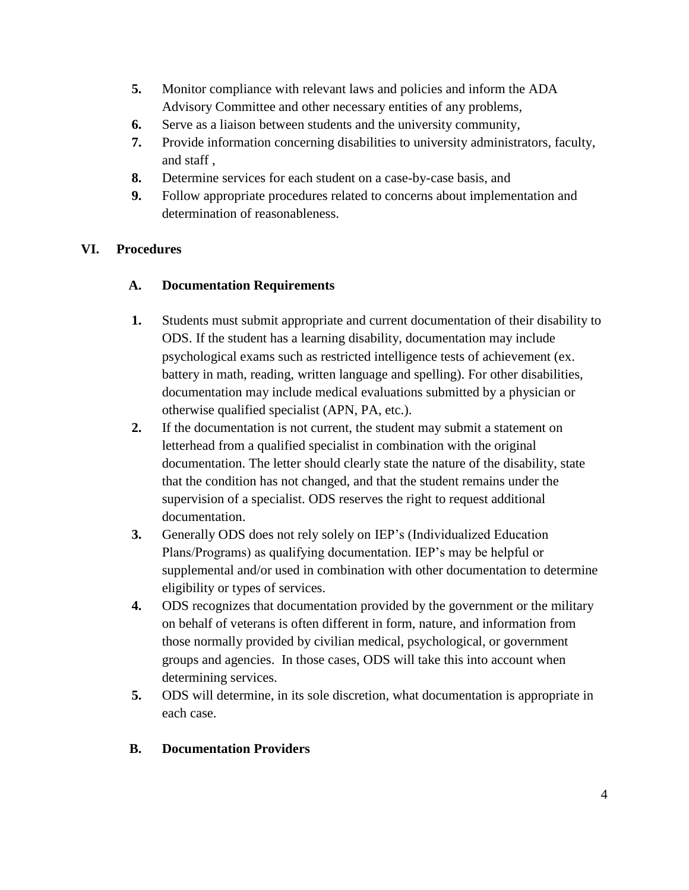5. Monitor compliance with relevant laws and policies and inform the ADA Advisory Committee and other necessary entities of any problems,
6. Serve as a liaison between students and the university community,
7. Provide information concerning disabilities to university administrators, faculty, and staff ,
8. Determine services for each student on a case-by-case basis, and
9. Follow appropriate procedures related to concerns about implementation and determination of reasonableness.

## VI. Procedures

### A. Documentation Requirements

1. Students must submit appropriate and current documentation of their disability to ODS. If the student has a learning disability, documentation may include psychological exams such as restricted intelligence tests of achievement (ex. battery in math, reading, written language and spelling). For other disabilities, documentation may include medical evaluations submitted by a physician or otherwise qualified specialist (APN, PA, etc.).
2. If the documentation is not current, the student may submit a statement on letterhead from a qualified specialist in combination with the original documentation. The letter should clearly state the nature of the disability, state that the condition has not changed, and that the student remains under the supervision of a specialist. ODS reserves the right to request additional documentation.
3. Generally ODS does not rely solely on IEP's (Individualized Education Plans/Programs) as qualifying documentation. IEP's may be helpful or supplemental and/or used in combination with other documentation to determine eligibility or types of services.
4. ODS recognizes that documentation provided by the government or the military on behalf of veterans is often different in form, nature, and information from those normally provided by civilian medical, psychological, or government groups and agencies. In those cases, ODS will take this into account when determining services.
5. ODS will determine, in its sole discretion, what documentation is appropriate in each case.

### B. Documentation Providers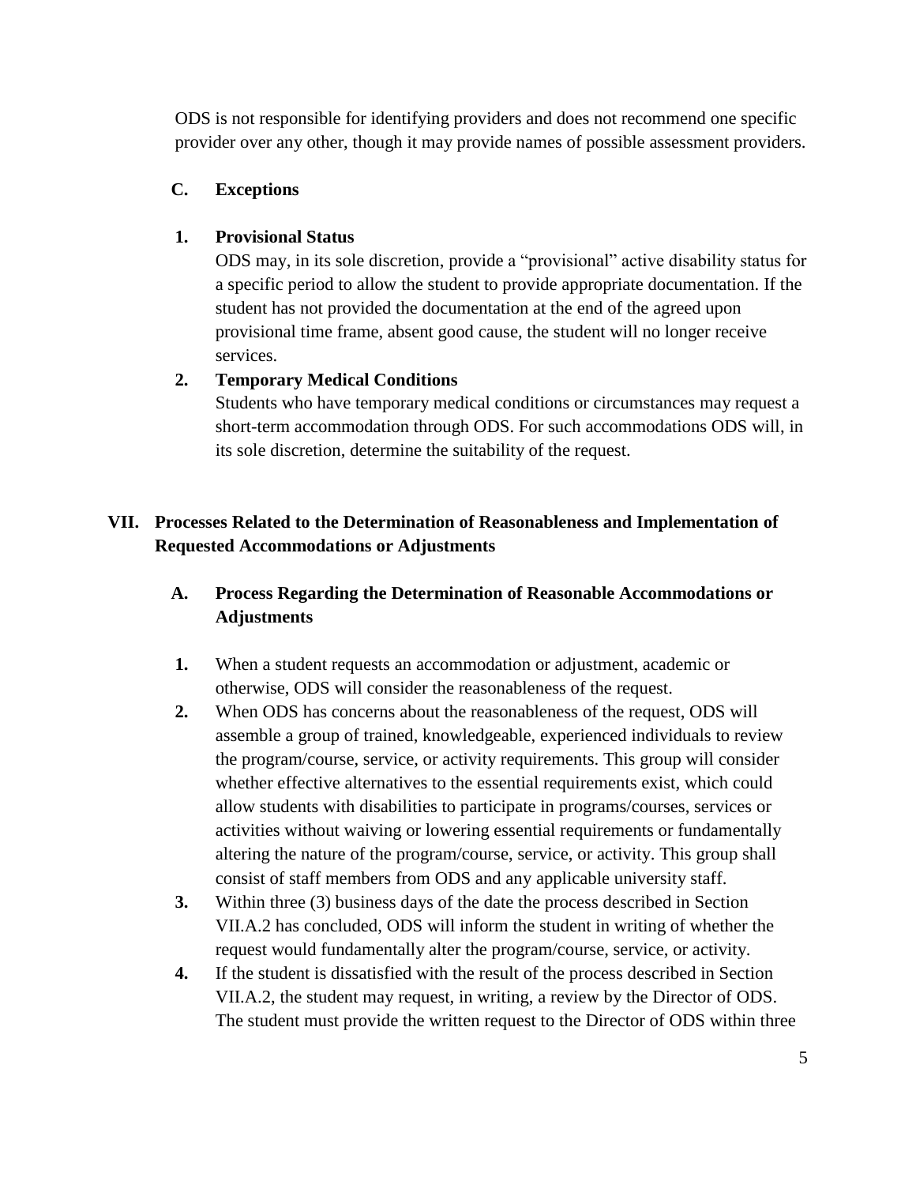ODS is not responsible for identifying providers and does not recommend one specific provider over any other, though it may provide names of possible assessment providers.

### C. Exceptions

**1. Provisional Status**

ODS may, in its sole discretion, provide a "provisional" active disability status for a specific period to allow the student to provide appropriate documentation. If the student has not provided the documentation at the end of the agreed upon provisional time frame, absent good cause, the student will no longer receive services.

**2. Temporary Medical Conditions**

Students who have temporary medical conditions or circumstances may request a short-term accommodation through ODS. For such accommodations ODS will, in its sole discretion, determine the suitability of the request.

## VII. Processes Related to the Determination of Reasonableness and Implementation of Requested Accommodations or Adjustments

### A. Process Regarding the Determination of Reasonable Accommodations or Adjustments

1. When a student requests an accommodation or adjustment, academic or otherwise, ODS will consider the reasonableness of the request.
2. When ODS has concerns about the reasonableness of the request, ODS will assemble a group of trained, knowledgeable, experienced individuals to review the program/course, service, or activity requirements. This group will consider whether effective alternatives to the essential requirements exist, which could allow students with disabilities to participate in programs/courses, services or activities without waiving or lowering essential requirements or fundamentally altering the nature of the program/course, service, or activity. This group shall consist of staff members from ODS and any applicable university staff.
3. Within three (3) business days of the date the process described in Section VII.A.2 has concluded, ODS will inform the student in writing of whether the request would fundamentally alter the program/course, service, or activity.
4. If the student is dissatisfied with the result of the process described in Section VII.A.2, the student may request, in writing, a review by the Director of ODS. The student must provide the written request to the Director of ODS within three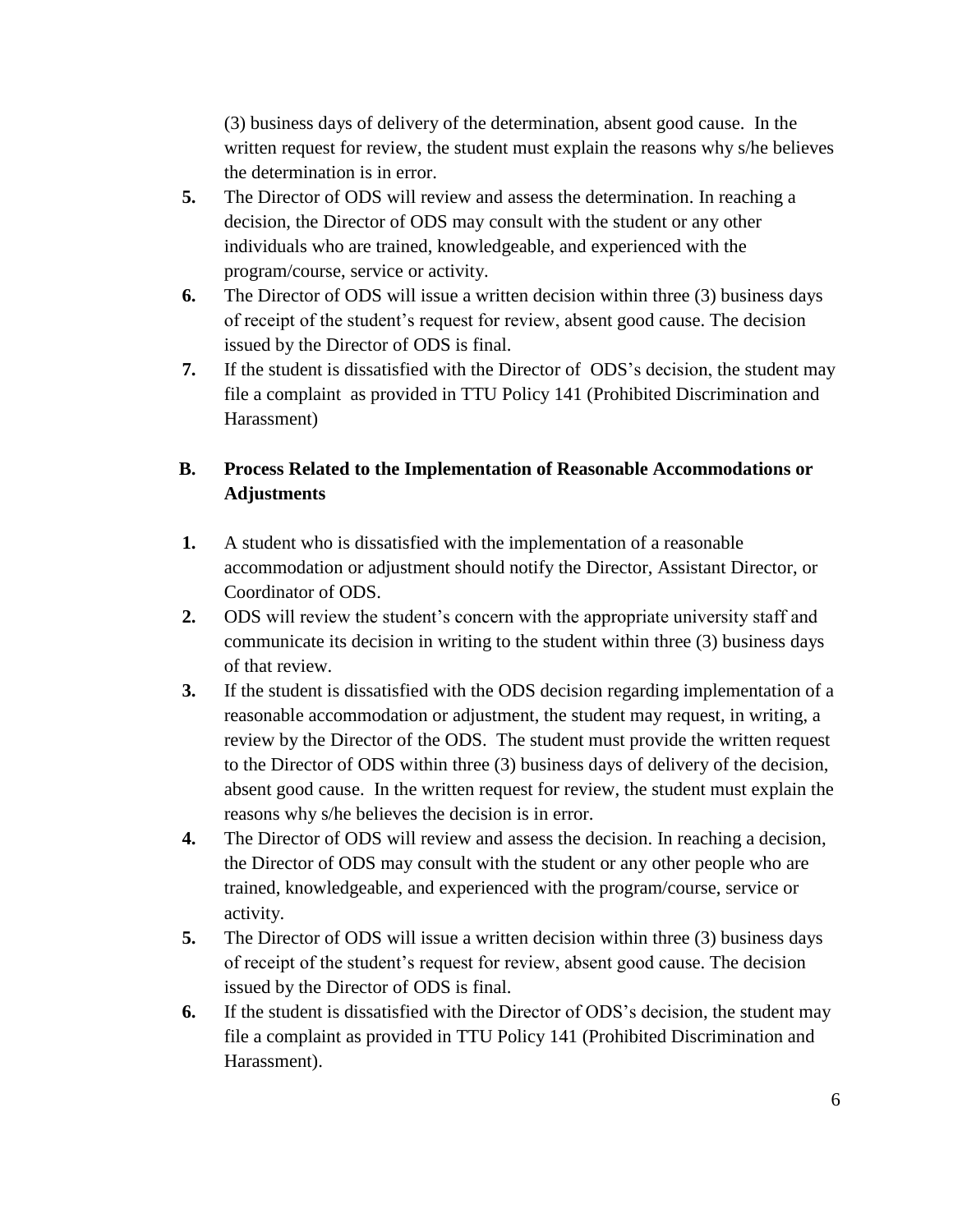(3) business days of delivery of the determination, absent good cause. In the written request for review, the student must explain the reasons why s/he believes the determination is in error.

5. The Director of ODS will review and assess the determination. In reaching a decision, the Director of ODS may consult with the student or any other individuals who are trained, knowledgeable, and experienced with the program/course, service or activity.
6. The Director of ODS will issue a written decision within three (3) business days of receipt of the student's request for review, absent good cause. The decision issued by the Director of ODS is final.
7. If the student is dissatisfied with the Director of ODS's decision, the student may file a complaint as provided in TTU Policy 141 (Prohibited Discrimination and Harassment)

**B. Process Related to the Implementation of Reasonable Accommodations or Adjustments**

1. A student who is dissatisfied with the implementation of a reasonable accommodation or adjustment should notify the Director, Assistant Director, or Coordinator of ODS.
2. ODS will review the student's concern with the appropriate university staff and communicate its decision in writing to the student within three (3) business days of that review.
3. If the student is dissatisfied with the ODS decision regarding implementation of a reasonable accommodation or adjustment, the student may request, in writing, a review by the Director of the ODS. The student must provide the written request to the Director of ODS within three (3) business days of delivery of the decision, absent good cause. In the written request for review, the student must explain the reasons why s/he believes the decision is in error.
4. The Director of ODS will review and assess the decision. In reaching a decision, the Director of ODS may consult with the student or any other people who are trained, knowledgeable, and experienced with the program/course, service or activity.
5. The Director of ODS will issue a written decision within three (3) business days of receipt of the student's request for review, absent good cause. The decision issued by the Director of ODS is final.
6. If the student is dissatisfied with the Director of ODS's decision, the student may file a complaint as provided in TTU Policy 141 (Prohibited Discrimination and Harassment).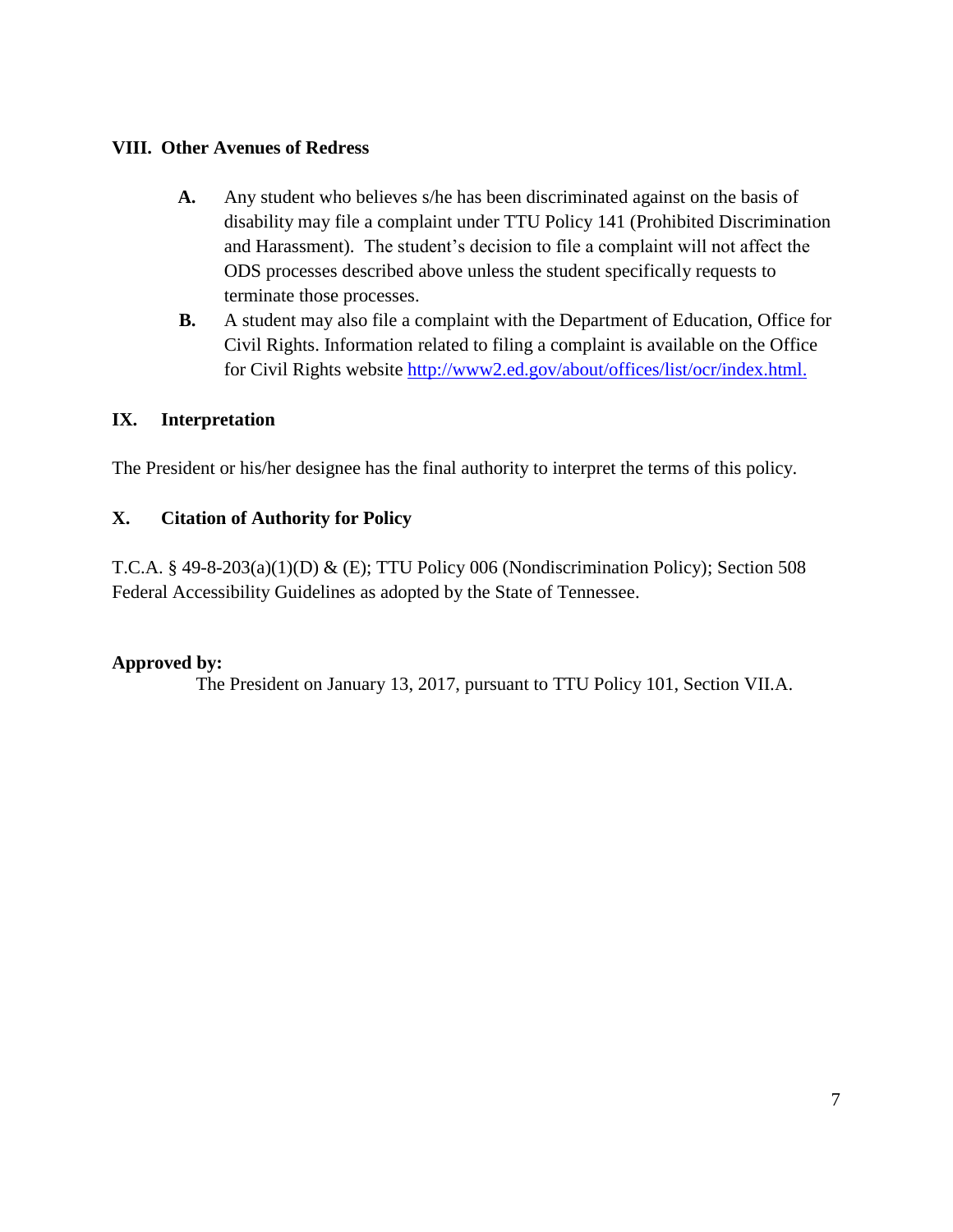## VIII. Other Avenues of Redress

**A.** Any student who believes s/he has been discriminated against on the basis of disability may file a complaint under TTU Policy 141 (Prohibited Discrimination and Harassment). The student's decision to file a complaint will not affect the ODS processes described above unless the student specifically requests to terminate those processes.

**B.** A student may also file a complaint with the Department of Education, Office for Civil Rights. Information related to filing a complaint is available on the Office for Civil Rights website [http://www2.ed.gov/about/offices/list/ocr/index.html.](http://www2.ed.gov/about/offices/list/ocr/index.html)

## IX. Interpretation

The President or his/her designee has the final authority to interpret the terms of this policy.

## X. Citation of Authority for Policy

T.C.A. § 49-8-203(a)(1)(D) & (E); TTU Policy 006 (Nondiscrimination Policy); Section 508 Federal Accessibility Guidelines as adopted by the State of Tennessee.

**Approved by:**

The President on January 13, 2017, pursuant to TTU Policy 101, Section VII.A.